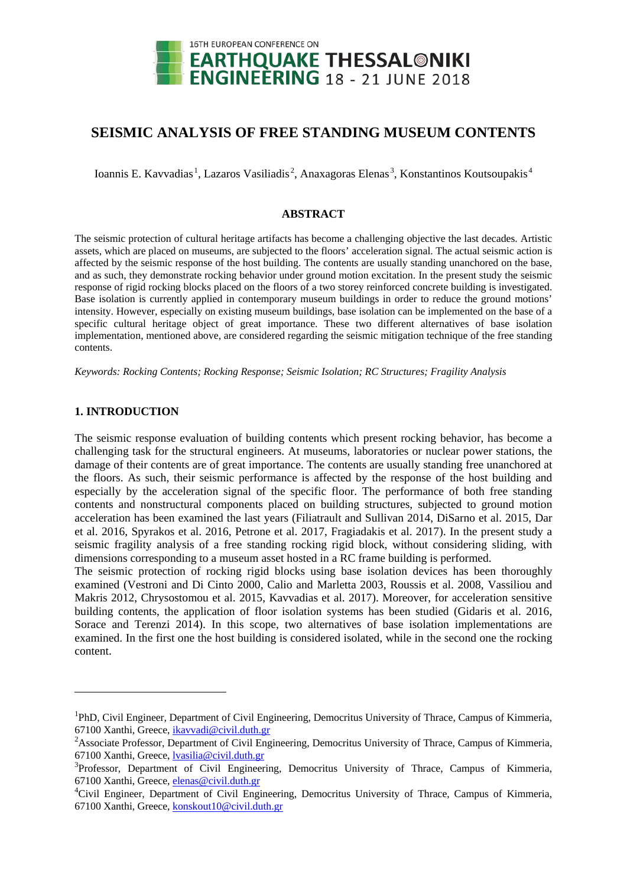# SEISMIC ANALYSIS OF FREE STANDING MUSEUM CONTENTS

Ioannis E. Kavvadias[1], Lazaros Vasiliadis[2], Anaxagoras Elenas[3], Konstantinos Koutsoupakis[4]

## ABSTRACT

The seismic protection of cultural heritage artifacts has become a challenging objective the last decades. Artistic assets, which are placed on museums, are subjected to the floors' acceleration signal. The actual seismic action is affected by the seismic response of the host building. The contents are usually standing unanchored on the base, and as such, they demonstrate rocking behavior under ground motion excitation. In the present study the seismic response of rigid rocking blocks placed on the floors of a two storey reinforced concrete building is investigated. Base isolation is currently applied in contemporary museum buildings in order to reduce the ground motions' intensity. However, especially on existing museum buildings, base isolation can be implemented on the base of a specific cultural heritage object of great importance. These two different alternatives of base isolation implementation, mentioned above, are considered regarding the seismic mitigation technique of the free standing contents.

*Keywords: Rocking Contents; Rocking Response; Seismic Isolation; RC Structures; Fragility Analysis*

## 1. INTRODUCTION

The seismic response evaluation of building contents which present rocking behavior, has become a challenging task for the structural engineers. At museums, laboratories or nuclear power stations, the damage of their contents are of great importance. The contents are usually standing free unanchored at the floors. As such, their seismic performance is affected by the response of the host building and especially by the acceleration signal of the specific floor. The performance of both free standing contents and nonstructural components placed on building structures, subjected to ground motion acceleration has been examined the last years (Filiatrault and Sullivan 2014, DiSarno et al. 2015, Dar et al. 2016, Spyrakos et al. 2016, Petrone et al. 2017, Fragiadakis et al. 2017). In the present study a seismic fragility analysis of a free standing rocking rigid block, without considering sliding, with dimensions corresponding to a museum asset hosted in a RC frame building is performed.

The seismic protection of rocking rigid blocks using base isolation devices has been thoroughly examined (Vestroni and Di Cinto 2000, Calio and Marletta 2003, Roussis et al. 2008, Vassiliou and Makris 2012, Chrysostomou et al. 2015, Kavvadias et al. 2017). Moreover, for acceleration sensitive building contents, the application of floor isolation systems has been studied (Gidaris et al. 2016, Sorace and Terenzi 2014). In this scope, two alternatives of base isolation implementations are examined. In the first one the host building is considered isolated, while in the second one the rocking content.

---

[1]PhD, Civil Engineer, Department of Civil Engineering, Democritus University of Thrace, Campus of Kimmeria, 67100 Xanthi, Greece, ikavvadi@civil.duth.gr

[2]Associate Professor, Department of Civil Engineering, Democritus University of Thrace, Campus of Kimmeria, 67100 Xanthi, Greece, lvasilia@civil.duth.gr

[3]Professor, Department of Civil Engineering, Democritus University of Thrace, Campus of Kimmeria, 67100 Xanthi, Greece, elenas@civil.duth.gr

[4]Civil Engineer, Department of Civil Engineering, Democritus University of Thrace, Campus of Kimmeria, 67100 Xanthi, Greece, konskout10@civil.duth.gr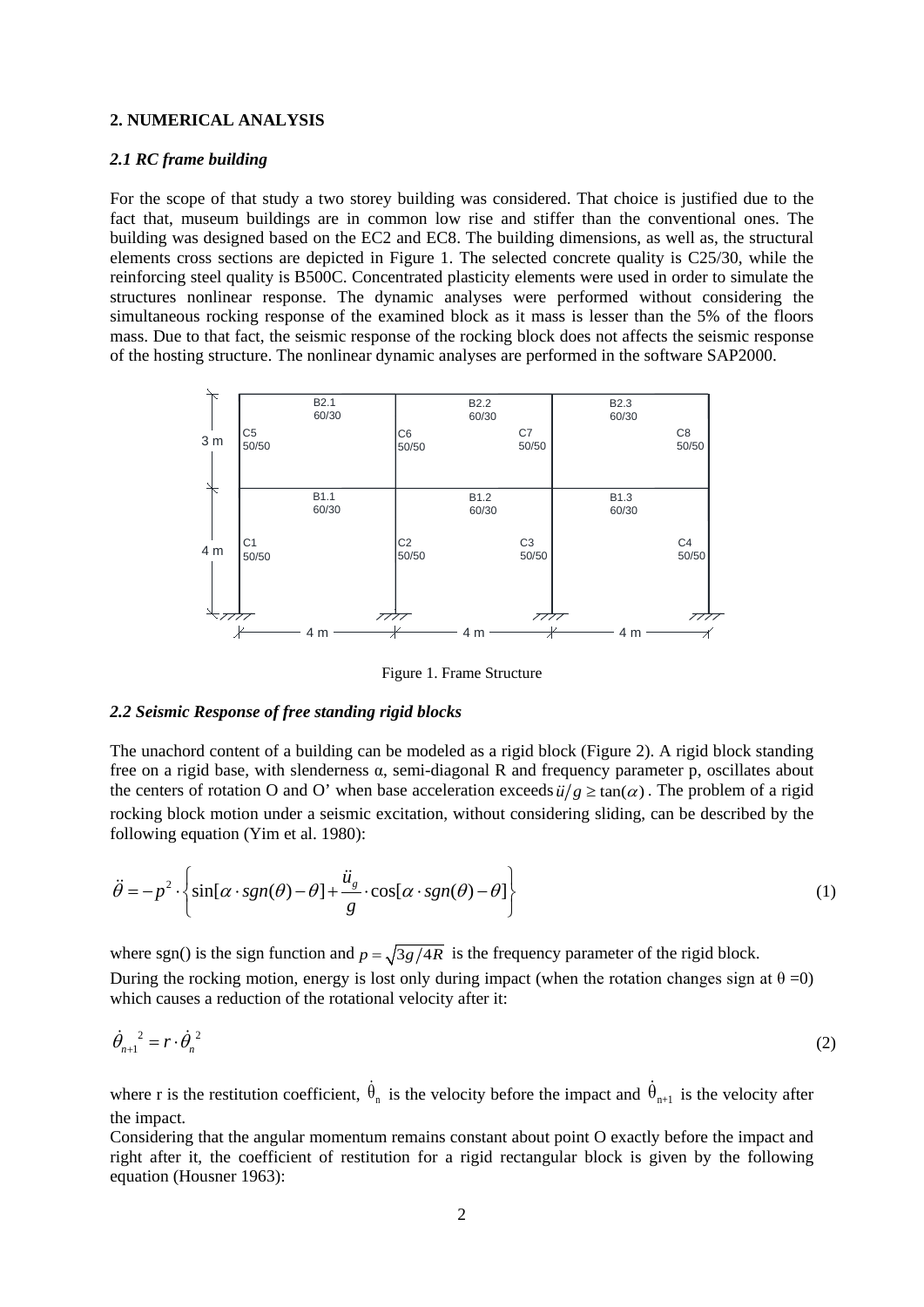## 2. NUMERICAL ANALYSIS

### *2.1 RC frame building*

For the scope of that study a two storey building was considered. That choice is justified due to the fact that, museum buildings are in common low rise and stiffer than the conventional ones. The building was designed based on the EC2 and EC8. The building dimensions, as well as, the structural elements cross sections are depicted in Figure 1. The selected concrete quality is C25/30, while the reinforcing steel quality is B500C. Concentrated plasticity elements were used in order to simulate the structures nonlinear response. The dynamic analyses were performed without considering the simultaneous rocking response of the examined block as it mass is lesser than the 5% of the floors mass. Due to that fact, the seismic response of the rocking block does not affects the seismic response of the hosting structure. The nonlinear dynamic analyses are performed in the software SAP2000.

Figure 1. Frame Structure

### *2.2 Seismic Response of free standing rigid blocks*

The unachord content of a building can be modeled as a rigid block (Figure 2). A rigid block standing free on a rigid base, with slenderness α, semi-diagonal R and frequency parameter p, oscillates about the centers of rotation O and O' when base acceleration exceeds $\ddot{u}/g \geq \tan(\alpha)$. The problem of a rigid rocking block motion under a seismic excitation, without considering sliding, can be described by the following equation (Yim et al. 1980):

$$\ddot{\theta} = -p^2 \cdot \left\{ \sin[\alpha \cdot sgn(\theta) - \theta] + \frac{\ddot{u}_g}{g} \cdot \cos[\alpha \cdot sgn(\theta) - \theta] \right\} \tag{1}$$

where sgn() is the sign function and $p = \sqrt{3g/4R}$ is the frequency parameter of the rigid block.

During the rocking motion, energy is lost only during impact (when the rotation changes sign at $\theta = 0$) which causes a reduction of the rotational velocity after it:

$$\dot{\theta}_{n+1}{}^2 = r \cdot \dot{\theta}_n{}^2 \tag{2}$$

where r is the restitution coefficient, $\dot{\theta}_n$ is the velocity before the impact and $\dot{\theta}_{n+1}$ is the velocity after the impact.

Considering that the angular momentum remains constant about point O exactly before the impact and right after it, the coefficient of restitution for a rigid rectangular block is given by the following equation (Housner 1963):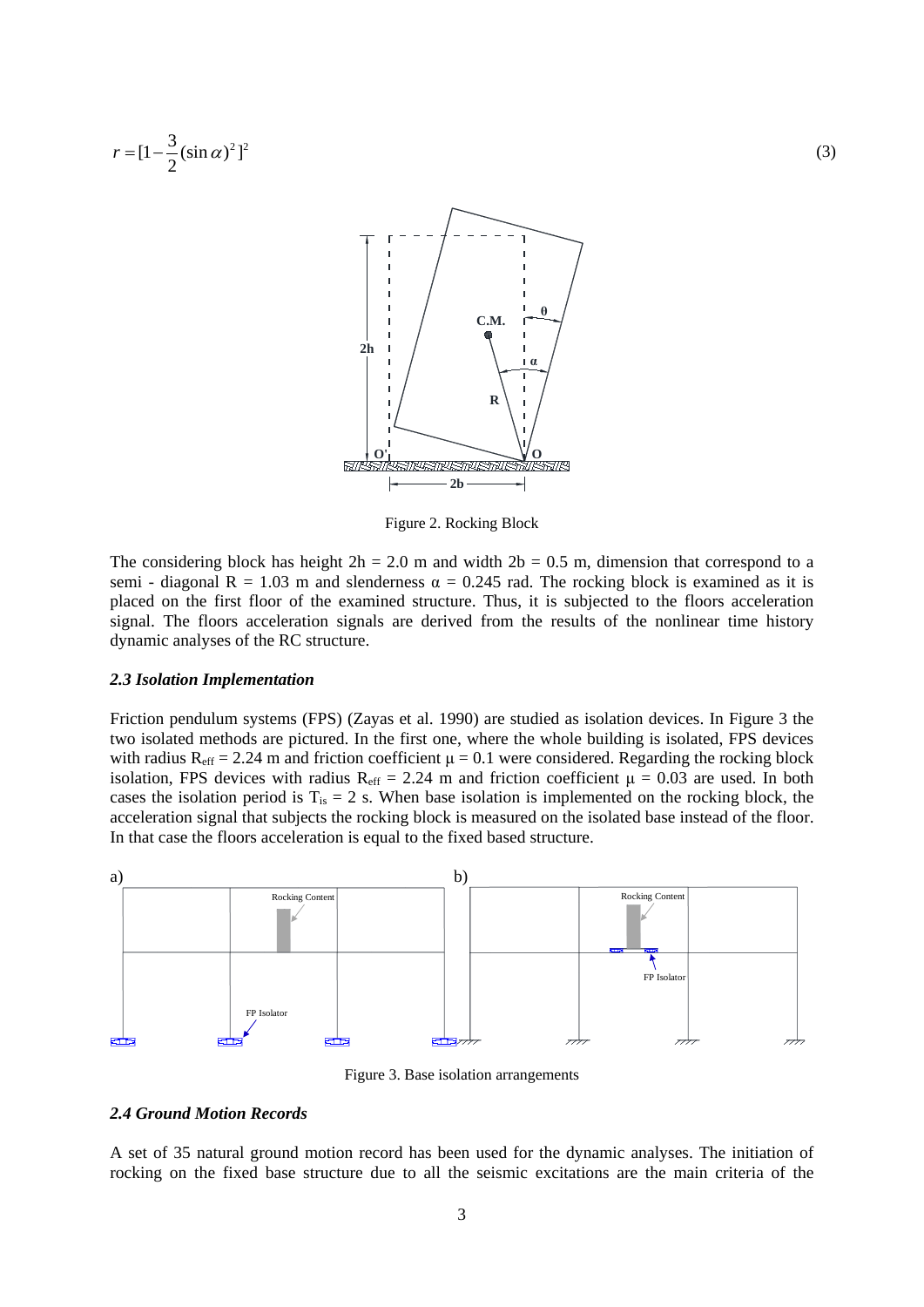$$r = [1 - \frac{3}{2}(\sin\alpha)^2]^2 \quad (3)$$

Figure 2. Rocking Block

The considering block has height $2h = 2.0$ m and width $2b = 0.5$ m, dimension that correspond to a semi - diagonal $R = 1.03$ m and slenderness $\alpha = 0.245$ rad. The rocking block is examined as it is placed on the first floor of the examined structure. Thus, it is subjected to the floors acceleration signal. The floors acceleration signals are derived from the results of the nonlinear time history dynamic analyses of the RC structure.

### *2.3 Isolation Implementation*

Friction pendulum systems (FPS) (Zayas et al. 1990) are studied as isolation devices. In Figure 3 the two isolated methods are pictured. In the first one, where the whole building is isolated, FPS devices with radius $R_{eff} = 2.24$ m and friction coefficient $\mu = 0.1$ were considered. Regarding the rocking block isolation, FPS devices with radius $R_{eff} = 2.24$ m and friction coefficient $\mu = 0.03$ are used. In both cases the isolation period is $T_{is} = 2$ s. When base isolation is implemented on the rocking block, the acceleration signal that subjects the rocking block is measured on the isolated base instead of the floor. In that case the floors acceleration is equal to the fixed based structure.

Figure 3. Base isolation arrangements

### *2.4 Ground Motion Records*

A set of 35 natural ground motion record has been used for the dynamic analyses. The initiation of rocking on the fixed base structure due to all the seismic excitations are the main criteria of the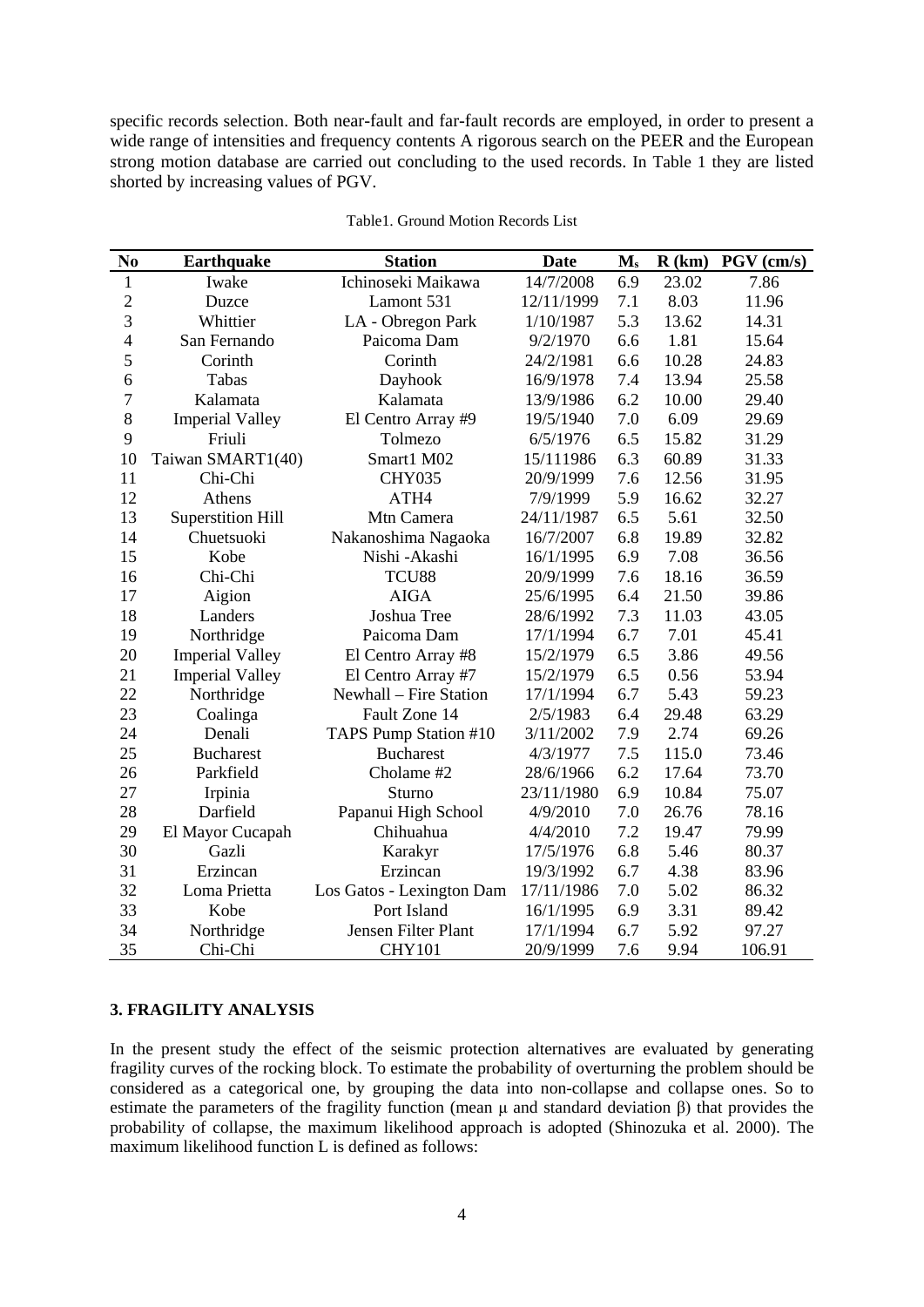specific records selection. Both near-fault and far-fault records are employed, in order to present a wide range of intensities and frequency contents A rigorous search on the PEER and the European strong motion database are carried out concluding to the used records. In Table 1 they are listed shorted by increasing values of PGV.

Table1. Ground Motion Records List

| No | Earthquake | Station | Date | $M_s$ | R (km) | PGV (cm/s) |
|---|---|---|---|---|---|---|
| 1 | Iwake | Ichinoseki Maikawa | 14/7/2008 | 6.9 | 23.02 | 7.86 |
| 2 | Duzce | Lamont 531 | 12/11/1999 | 7.1 | 8.03 | 11.96 |
| 3 | Whittier | LA - Obregon Park | 1/10/1987 | 5.3 | 13.62 | 14.31 |
| 4 | San Fernando | Paicoma Dam | 9/2/1970 | 6.6 | 1.81 | 15.64 |
| 5 | Corinth | Corinth | 24/2/1981 | 6.6 | 10.28 | 24.83 |
| 6 | Tabas | Dayhook | 16/9/1978 | 7.4 | 13.94 | 25.58 |
| 7 | Kalamata | Kalamata | 13/9/1986 | 6.2 | 10.00 | 29.40 |
| 8 | Imperial Valley | El Centro Array #9 | 19/5/1940 | 7.0 | 6.09 | 29.69 |
| 9 | Friuli | Tolmezo | 6/5/1976 | 6.5 | 15.82 | 31.29 |
| 10 | Taiwan SMART1(40) | Smart1 M02 | 15/111986 | 6.3 | 60.89 | 31.33 |
| 11 | Chi-Chi | CHY035 | 20/9/1999 | 7.6 | 12.56 | 31.95 |
| 12 | Athens | ATH4 | 7/9/1999 | 5.9 | 16.62 | 32.27 |
| 13 | Superstition Hill | Mtn Camera | 24/11/1987 | 6.5 | 5.61 | 32.50 |
| 14 | Chuetsuoki | Nakanoshima Nagaoka | 16/7/2007 | 6.8 | 19.89 | 32.82 |
| 15 | Kobe | Nishi -Akashi | 16/1/1995 | 6.9 | 7.08 | 36.56 |
| 16 | Chi-Chi | TCU88 | 20/9/1999 | 7.6 | 18.16 | 36.59 |
| 17 | Aigion | AIGA | 25/6/1995 | 6.4 | 21.50 | 39.86 |
| 18 | Landers | Joshua Tree | 28/6/1992 | 7.3 | 11.03 | 43.05 |
| 19 | Northridge | Paicoma Dam | 17/1/1994 | 6.7 | 7.01 | 45.41 |
| 20 | Imperial Valley | El Centro Array #8 | 15/2/1979 | 6.5 | 3.86 | 49.56 |
| 21 | Imperial Valley | El Centro Array #7 | 15/2/1979 | 6.5 | 0.56 | 53.94 |
| 22 | Northridge | Newhall – Fire Station | 17/1/1994 | 6.7 | 5.43 | 59.23 |
| 23 | Coalinga | Fault Zone 14 | 2/5/1983 | 6.4 | 29.48 | 63.29 |
| 24 | Denali | TAPS Pump Station #10 | 3/11/2002 | 7.9 | 2.74 | 69.26 |
| 25 | Bucharest | Bucharest | 4/3/1977 | 7.5 | 115.0 | 73.46 |
| 26 | Parkfield | Cholame #2 | 28/6/1966 | 6.2 | 17.64 | 73.70 |
| 27 | Irpinia | Sturno | 23/11/1980 | 6.9 | 10.84 | 75.07 |
| 28 | Darfield | Papanui High School | 4/9/2010 | 7.0 | 26.76 | 78.16 |
| 29 | El Mayor Cucapah | Chihuahua | 4/4/2010 | 7.2 | 19.47 | 79.99 |
| 30 | Gazli | Karakyr | 17/5/1976 | 6.8 | 5.46 | 80.37 |
| 31 | Erzincan | Erzincan | 19/3/1992 | 6.7 | 4.38 | 83.96 |
| 32 | Loma Prietta | Los Gatos - Lexington Dam | 17/11/1986 | 7.0 | 5.02 | 86.32 |
| 33 | Kobe | Port Island | 16/1/1995 | 6.9 | 3.31 | 89.42 |
| 34 | Northridge | Jensen Filter Plant | 17/1/1994 | 6.7 | 5.92 | 97.27 |
| 35 | Chi-Chi | CHY101 | 20/9/1999 | 7.6 | 9.94 | 106.91 |

## 3. FRAGILITY ANALYSIS

In the present study the effect of the seismic protection alternatives are evaluated by generating fragility curves of the rocking block. To estimate the probability of overturning the problem should be considered as a categorical one, by grouping the data into non-collapse and collapse ones. So to estimate the parameters of the fragility function (mean $\mu$ and standard deviation $\beta$) that provides the probability of collapse, the maximum likelihood approach is adopted (Shinozuka et al. 2000). The maximum likelihood function L is defined as follows: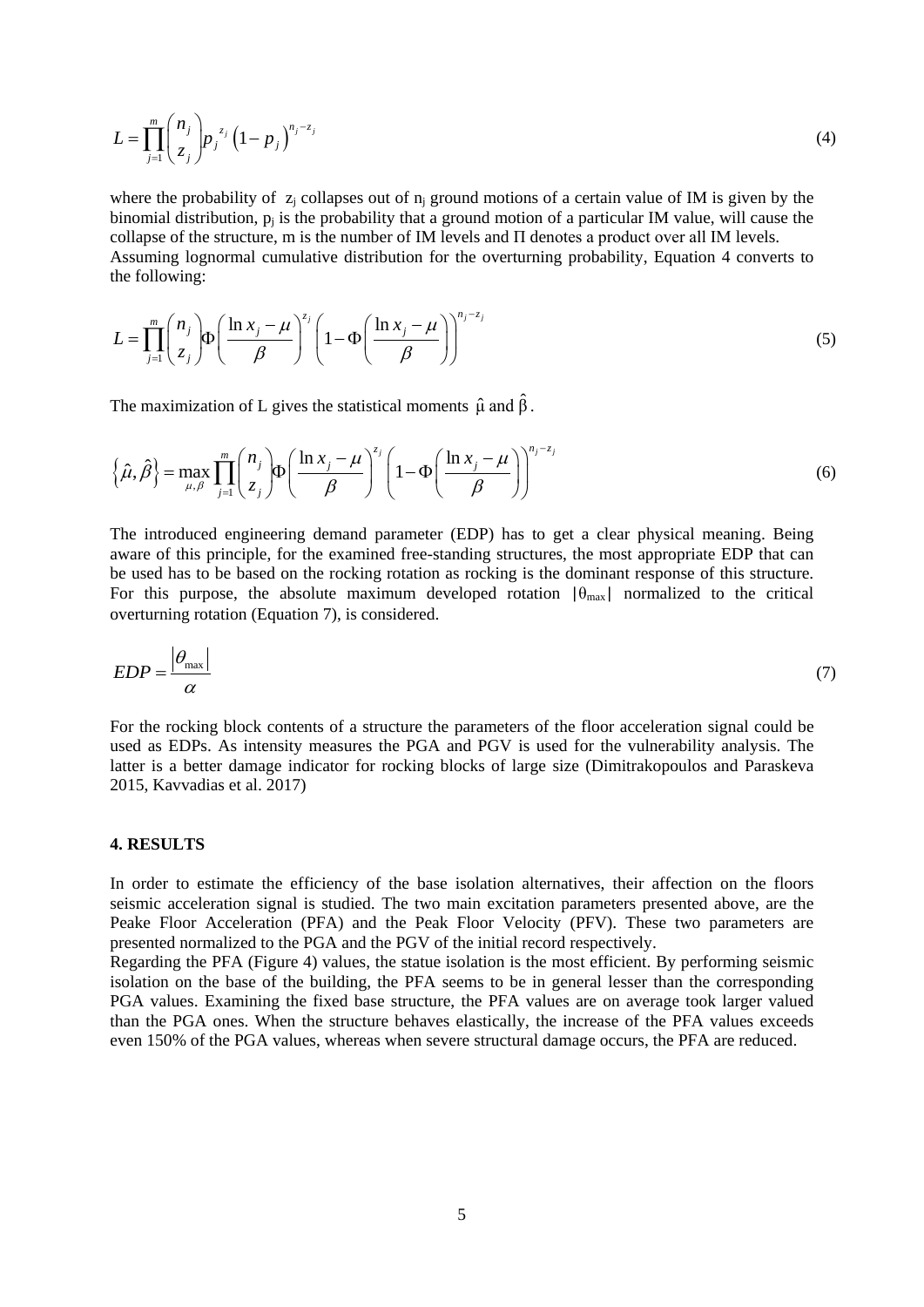$$L = \prod_{j=1}^{m} \binom{n_j}{z_j} p_j^{\,z_j} \left(1 - p_j\right)^{n_j - z_j} \tag{4}$$

where the probability of $z_j$ collapses out of $n_j$ ground motions of a certain value of IM is given by the binomial distribution, $p_j$ is the probability that a ground motion of a particular IM value, will cause the collapse of the structure, m is the number of IM levels and Π denotes a product over all IM levels.
Assuming lognormal cumulative distribution for the overturning probability, Equation 4 converts to the following:

$$L = \prod_{j=1}^{m} \binom{n_j}{z_j} \Phi\left(\frac{\ln x_j - \mu}{\beta}\right)^{z_j} \left(1 - \Phi\left(\frac{\ln x_j - \mu}{\beta}\right)\right)^{n_j - z_j} \tag{5}$$

The maximization of L gives the statistical moments $\hat{\mu}$ and $\hat{\beta}$.

$$\left\{\hat{\mu}, \hat{\beta}\right\} = \max_{\mu,\beta} \prod_{j=1}^{m} \binom{n_j}{z_j} \Phi\left(\frac{\ln x_j - \mu}{\beta}\right)^{z_j} \left(1 - \Phi\left(\frac{\ln x_j - \mu}{\beta}\right)\right)^{n_j - z_j} \tag{6}$$

The introduced engineering demand parameter (EDP) has to get a clear physical meaning. Being aware of this principle, for the examined free-standing structures, the most appropriate EDP that can be used has to be based on the rocking rotation as rocking is the dominant response of this structure. For this purpose, the absolute maximum developed rotation $|\theta_{max}|$ normalized to the critical overturning rotation (Equation 7), is considered.

$$EDP = \frac{\left|\theta_{\max}\right|}{\alpha} \tag{7}$$

For the rocking block contents of a structure the parameters of the floor acceleration signal could be used as EDPs. As intensity measures the PGA and PGV is used for the vulnerability analysis. The latter is a better damage indicator for rocking blocks of large size (Dimitrakopoulos and Paraskeva 2015, Kavvadias et al. 2017)

## 4. RESULTS

In order to estimate the efficiency of the base isolation alternatives, their affection on the floors seismic acceleration signal is studied. The two main excitation parameters presented above, are the Peake Floor Acceleration (PFA) and the Peak Floor Velocity (PFV). These two parameters are presented normalized to the PGA and the PGV of the initial record respectively.
Regarding the PFA (Figure 4) values, the statue isolation is the most efficient. By performing seismic isolation on the base of the building, the PFA seems to be in general lesser than the corresponding PGA values. Examining the fixed base structure, the PFA values are on average took larger valued than the PGA ones. When the structure behaves elastically, the increase of the PFA values exceeds even 150% of the PGA values, whereas when severe structural damage occurs, the PFA are reduced.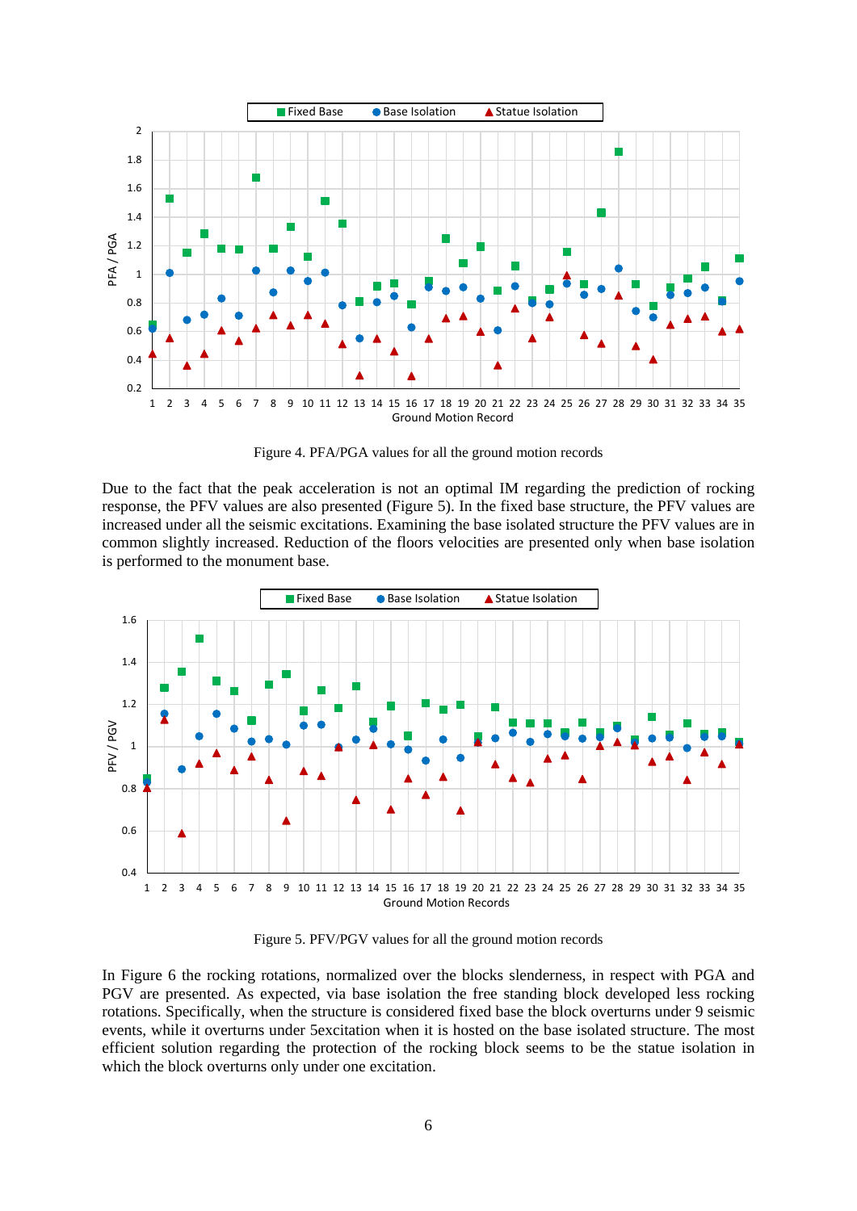Figure 4. PFA/PGA values for all the ground motion records

Due to the fact that the peak acceleration is not an optimal IM regarding the prediction of rocking response, the PFV values are also presented (Figure 5). In the fixed base structure, the PFV values are increased under all the seismic excitations. Examining the base isolated structure the PFV values are in common slightly increased. Reduction of the floors velocities are presented only when base isolation is performed to the monument base.

Figure 5. PFV/PGV values for all the ground motion records

In Figure 6 the rocking rotations, normalized over the blocks slenderness, in respect with PGA and PGV are presented. As expected, via base isolation the free standing block developed less rocking rotations. Specifically, when the structure is considered fixed base the block overturns under 9 seismic events, while it overturns under 5excitation when it is hosted on the base isolated structure. The most efficient solution regarding the protection of the rocking block seems to be the statue isolation in which the block overturns only under one excitation.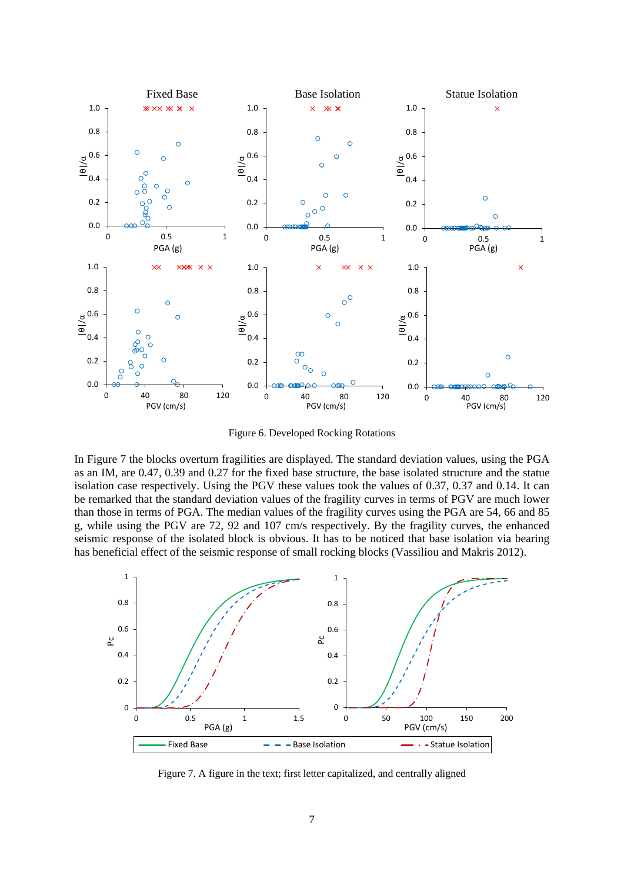Figure 6. Developed Rocking Rotations

In Figure 7 the blocks overturn fragilities are displayed. The standard deviation values, using the PGA as an IM, are 0.47, 0.39 and 0.27 for the fixed base structure, the base isolated structure and the statue isolation case respectively. Using the PGV these values took the values of 0.37, 0.37 and 0.14. It can be remarked that the standard deviation values of the fragility curves in terms of PGV are much lower than those in terms of PGA. The median values of the fragility curves using the PGA are 54, 66 and 85 g, while using the PGV are 72, 92 and 107 cm/s respectively. By the fragility curves, the enhanced seismic response of the isolated block is obvious. It has to be noticed that base isolation via bearing has beneficial effect of the seismic response of small rocking blocks (Vassiliou and Makris 2012).

Figure 7. A figure in the text; first letter capitalized, and centrally aligned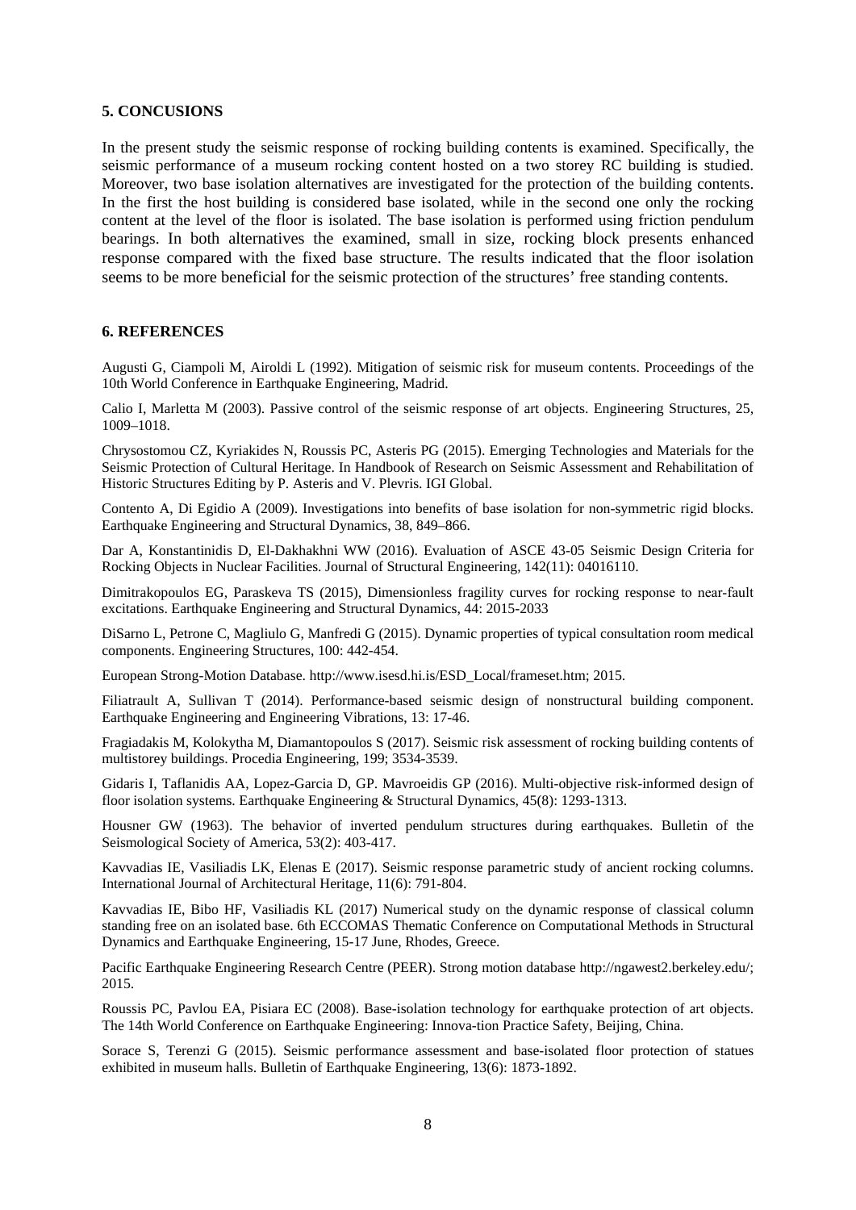## 5. CONCUSIONS

In the present study the seismic response of rocking building contents is examined. Specifically, the seismic performance of a museum rocking content hosted on a two storey RC building is studied. Moreover, two base isolation alternatives are investigated for the protection of the building contents. In the first the host building is considered base isolated, while in the second one only the rocking content at the level of the floor is isolated. The base isolation is performed using friction pendulum bearings. In both alternatives the examined, small in size, rocking block presents enhanced response compared with the fixed base structure. The results indicated that the floor isolation seems to be more beneficial for the seismic protection of the structures' free standing contents.

## 6. REFERENCES

Augusti G, Ciampoli M, Airoldi L (1992). Mitigation of seismic risk for museum contents. Proceedings of the 10th World Conference in Earthquake Engineering, Madrid.

Calio I, Marletta M (2003). Passive control of the seismic response of art objects. Engineering Structures, 25, 1009–1018.

Chrysostomou CZ, Kyriakides N, Roussis PC, Asteris PG (2015). Emerging Technologies and Materials for the Seismic Protection of Cultural Heritage. In Handbook of Research on Seismic Assessment and Rehabilitation of Historic Structures Editing by P. Asteris and V. Plevris. IGI Global.

Contento A, Di Egidio A (2009). Investigations into benefits of base isolation for non-symmetric rigid blocks. Earthquake Engineering and Structural Dynamics, 38, 849–866.

Dar A, Konstantinidis D, El-Dakhakhni WW (2016). Evaluation of ASCE 43-05 Seismic Design Criteria for Rocking Objects in Nuclear Facilities. Journal of Structural Engineering, 142(11): 04016110.

Dimitrakopoulos EG, Paraskeva TS (2015), Dimensionless fragility curves for rocking response to near-fault excitations. Earthquake Engineering and Structural Dynamics, 44: 2015-2033

DiSarno L, Petrone C, Magliulo G, Manfredi G (2015). Dynamic properties of typical consultation room medical components. Engineering Structures, 100: 442-454.

European Strong-Motion Database. http://www.isesd.hi.is/ESD_Local/frameset.htm; 2015.

Filiatrault A, Sullivan T (2014). Performance-based seismic design of nonstructural building component. Earthquake Engineering and Engineering Vibrations, 13: 17-46.

Fragiadakis M, Kolokytha M, Diamantopoulos S (2017). Seismic risk assessment of rocking building contents of multistorey buildings. Procedia Engineering, 199; 3534-3539.

Gidaris I, Taflanidis AA, Lopez-Garcia D, GP. Mavroeidis GP (2016). Multi-objective risk-informed design of floor isolation systems. Earthquake Engineering & Structural Dynamics, 45(8): 1293-1313.

Housner GW (1963). The behavior of inverted pendulum structures during earthquakes. Bulletin of the Seismological Society of America, 53(2): 403-417.

Kavvadias IE, Vasiliadis LK, Elenas E (2017). Seismic response parametric study of ancient rocking columns. International Journal of Architectural Heritage, 11(6): 791-804.

Kavvadias IE, Bibo HF, Vasiliadis KL (2017) Numerical study on the dynamic response of classical column standing free on an isolated base. 6th ECCOMAS Thematic Conference on Computational Methods in Structural Dynamics and Earthquake Engineering, 15-17 June, Rhodes, Greece.

Pacific Earthquake Engineering Research Centre (PEER). Strong motion database http://ngawest2.berkeley.edu/; 2015.

Roussis PC, Pavlou EA, Pisiara EC (2008). Base-isolation technology for earthquake protection of art objects. The 14th World Conference on Earthquake Engineering: Innova-tion Practice Safety, Beijing, China.

Sorace S, Terenzi G (2015). Seismic performance assessment and base-isolated floor protection of statues exhibited in museum halls. Bulletin of Earthquake Engineering, 13(6): 1873-1892.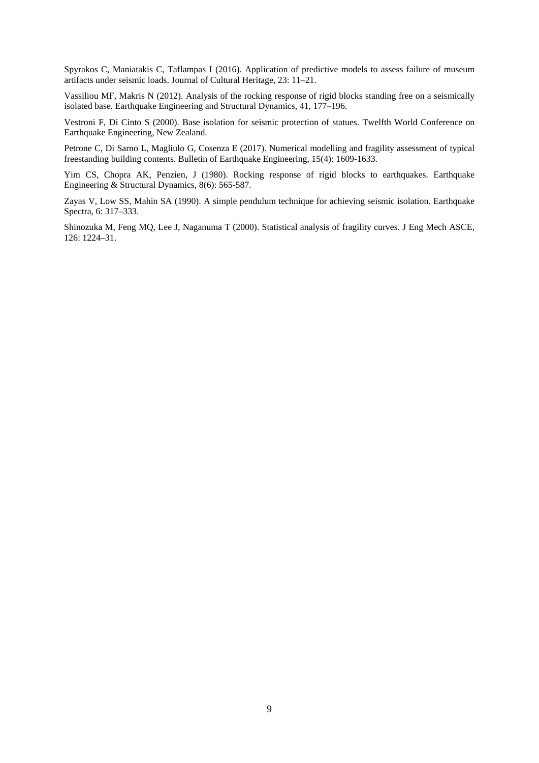Spyrakos C, Maniatakis C, Taflampas I (2016). Application of predictive models to assess failure of museum artifacts under seismic loads. Journal of Cultural Heritage, 23: 11–21.

Vassiliou MF, Makris N (2012). Analysis of the rocking response of rigid blocks standing free on a seismically isolated base. Earthquake Engineering and Structural Dynamics, 41, 177–196.

Vestroni F, Di Cinto S (2000). Base isolation for seismic protection of statues. Twelfth World Conference on Earthquake Engineering, New Zealand.

Petrone C, Di Sarno L, Magliulo G, Cosenza E (2017). Numerical modelling and fragility assessment of typical freestanding building contents. Bulletin of Earthquake Engineering, 15(4): 1609-1633.

Yim CS, Chopra AK, Penzien, J (1980). Rocking response of rigid blocks to earthquakes. Earthquake Engineering & Structural Dynamics, 8(6): 565-587.

Zayas V, Low SS, Mahin SA (1990). A simple pendulum technique for achieving seismic isolation. Earthquake Spectra, 6: 317–333.

Shinozuka M, Feng MQ, Lee J, Naganuma T (2000). Statistical analysis of fragility curves. J Eng Mech ASCE, 126: 1224–31.